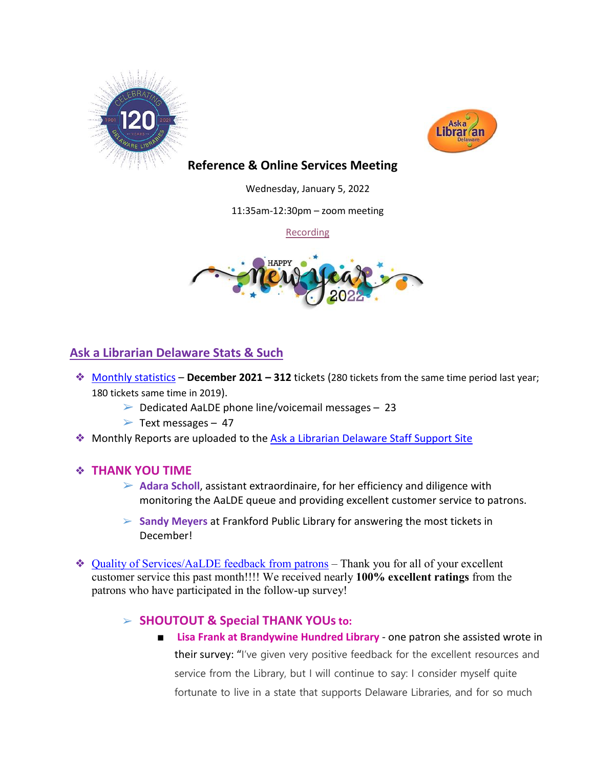# Reference & Online Services Meeting

Wednesday, January 5, 2022

11:35am-12:30pm – zoom meeting

Recording

## Ask a Librarian Delaware Stats & Such

- Monthly statistics – **December 2021 – 312** tickets (280 tickets from the same time period last year; 180 tickets same time in 2019).
  - Dedicated AaLDE phone line/voicemail messages – 23
  - Text messages – 47
- Monthly Reports are uploaded to the Ask a Librarian Delaware Staff Support Site

- **THANK YOU TIME**
  - **Adara Scholl**, assistant extraordinaire, for her efficiency and diligence with monitoring the AaLDE queue and providing excellent customer service to patrons.
  - **Sandy Meyers** at Frankford Public Library for answering the most tickets in December!

- Quality of Services/AaLDE feedback from patrons – Thank you for all of your excellent customer service this past month!!!! We received nearly **100% excellent ratings** from the patrons who have participated in the follow-up survey!
  - **SHOUTOUT & Special THANK YOUs to:**
    - **Lisa Frank at Brandywine Hundred Library** - one patron she assisted wrote in their survey: "I've given very positive feedback for the excellent resources and service from the Library, but I will continue to say: I consider myself quite fortunate to live in a state that supports Delaware Libraries, and for so much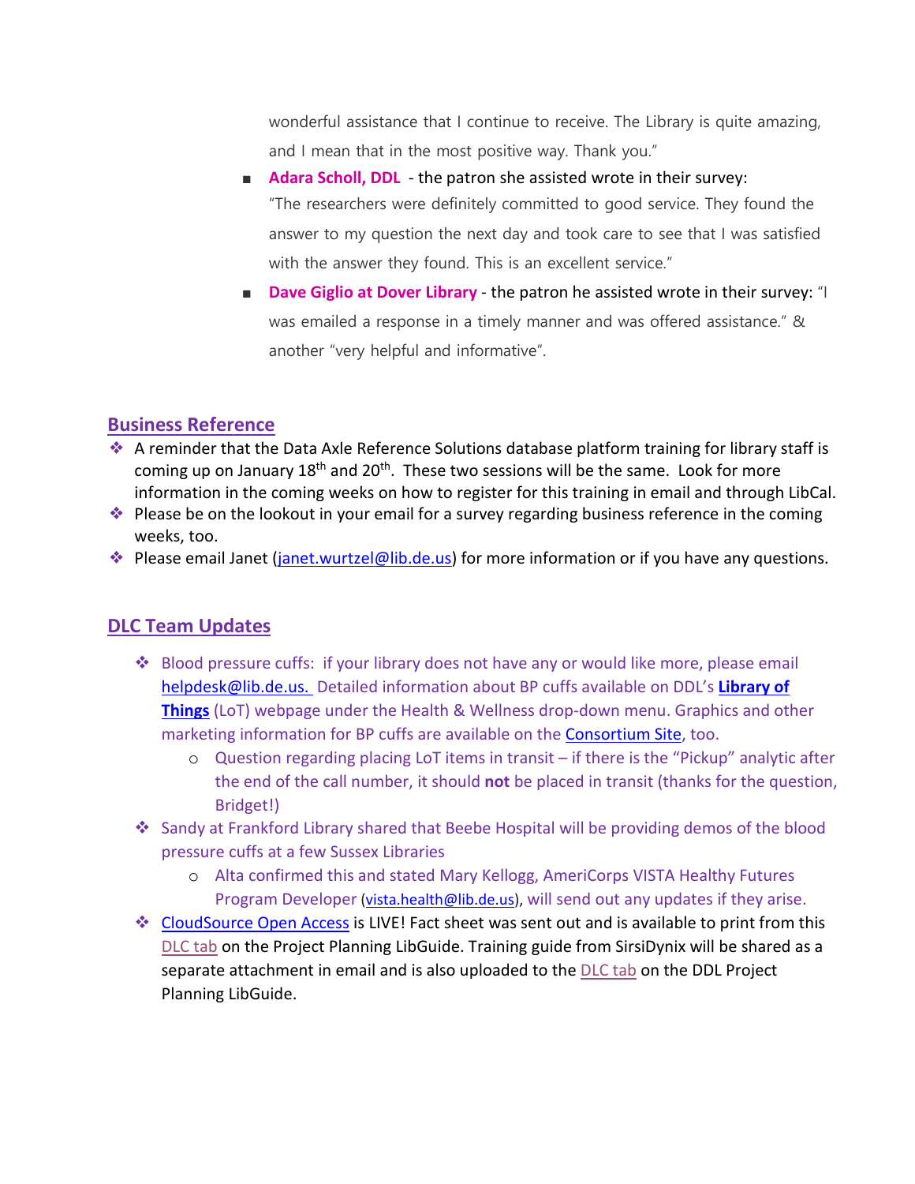wonderful assistance that I continue to receive. The Library is quite amazing, and I mean that in the most positive way. Thank you."

- **Adara Scholl, DDL** - the patron she assisted wrote in their survey: "The researchers were definitely committed to good service. They found the answer to my question the next day and took care to see that I was satisfied with the answer they found. This is an excellent service."
- **Dave Giglio at Dover Library** - the patron he assisted wrote in their survey: "I was emailed a response in a timely manner and was offered assistance." & another "very helpful and informative".

## Business Reference

- A reminder that the Data Axle Reference Solutions database platform training for library staff is coming up on January 18th and 20th. These two sessions will be the same. Look for more information in the coming weeks on how to register for this training in email and through LibCal.
- Please be on the lookout in your email for a survey regarding business reference in the coming weeks, too.
- Please email Janet (janet.wurtzel@lib.de.us) for more information or if you have any questions.

## DLC Team Updates

- Blood pressure cuffs: if your library does not have any or would like more, please email helpdesk@lib.de.us. Detailed information about BP cuffs available on DDL's **Library of Things** (LoT) webpage under the Health & Wellness drop-down menu. Graphics and other marketing information for BP cuffs are available on the Consortium Site, too.
  - Question regarding placing LoT items in transit – if there is the "Pickup" analytic after the end of the call number, it should **not** be placed in transit (thanks for the question, Bridget!)
- Sandy at Frankford Library shared that Beebe Hospital will be providing demos of the blood pressure cuffs at a few Sussex Libraries
  - Alta confirmed this and stated Mary Kellogg, AmeriCorps VISTA Healthy Futures Program Developer (vista.health@lib.de.us), will send out any updates if they arise.
- CloudSource Open Access is LIVE! Fact sheet was sent out and is available to print from this DLC tab on the Project Planning LibGuide. Training guide from SirsiDynix will be shared as a separate attachment in email and is also uploaded to the DLC tab on the DDL Project Planning LibGuide.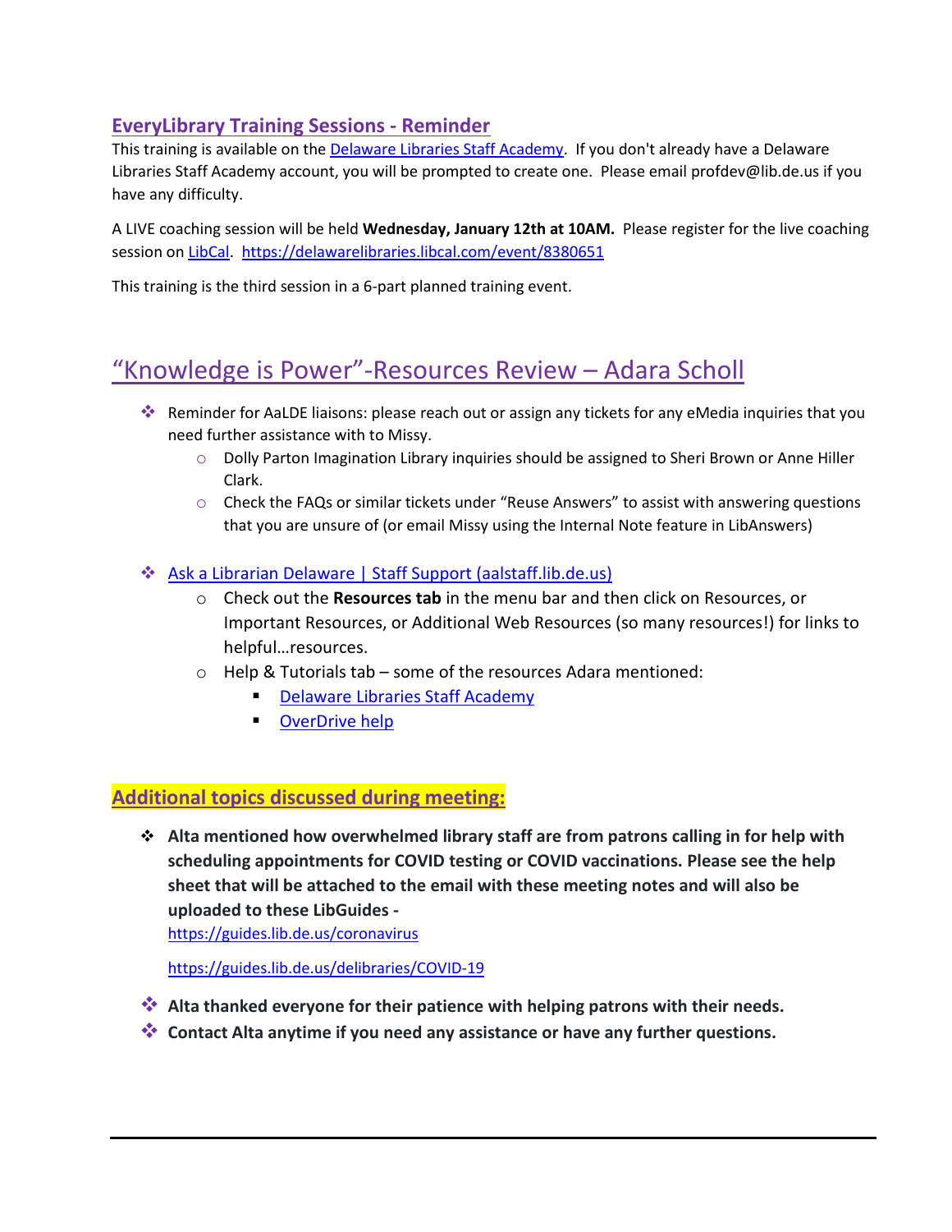## EveryLibrary Training Sessions - Reminder

This training is available on the [Delaware Libraries Staff Academy](). If you don't already have a Delaware Libraries Staff Academy account, you will be prompted to create one. Please email profdev@lib.de.us if you have any difficulty.

A LIVE coaching session will be held **Wednesday, January 12th at 10AM.** Please register for the live coaching session on [LibCal](). https://delawarelibraries.libcal.com/event/8380651

This training is the third session in a 6-part planned training event.

# "Knowledge is Power"-Resources Review – Adara Scholl

- Reminder for AaLDE liaisons: please reach out or assign any tickets for any eMedia inquiries that you need further assistance with to Missy.
    - Dolly Parton Imagination Library inquiries should be assigned to Sheri Brown or Anne Hiller Clark.
    - Check the FAQs or similar tickets under "Reuse Answers" to assist with answering questions that you are unsure of (or email Missy using the Internal Note feature in LibAnswers)
- [Ask a Librarian Delaware | Staff Support (aalstaff.lib.de.us)]()
    - Check out the **Resources tab** in the menu bar and then click on Resources, or Important Resources, or Additional Web Resources (so many resources!) for links to helpful…resources.
    - Help & Tutorials tab – some of the resources Adara mentioned:
        - [Delaware Libraries Staff Academy]()
        - [OverDrive help]()

## Additional topics discussed during meeting:

- **Alta mentioned how overwhelmed library staff are from patrons calling in for help with scheduling appointments for COVID testing or COVID vaccinations. Please see the help sheet that will be attached to the email with these meeting notes and will also be uploaded to these LibGuides -**
  https://guides.lib.de.us/coronavirus

  https://guides.lib.de.us/delibraries/COVID-19
- **Alta thanked everyone for their patience with helping patrons with their needs.**
- **Contact Alta anytime if you need any assistance or have any further questions.**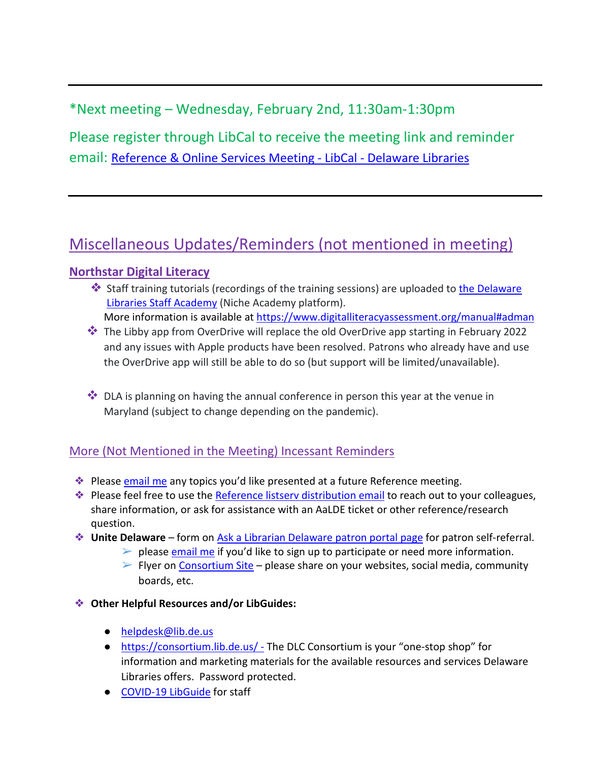---

*Next meeting – Wednesday, February 2nd, 11:30am-1:30pm

Please register through LibCal to receive the meeting link and reminder email: [Reference & Online Services Meeting - LibCal - Delaware Libraries]

---

## Miscellaneous Updates/Reminders (not mentioned in meeting)

### Northstar Digital Literacy

- Staff training tutorials (recordings of the training sessions) are uploaded to the Delaware Libraries Staff Academy (Niche Academy platform).
  More information is available at https://www.digitalliteracyassessment.org/manual#adman
- The Libby app from OverDrive will replace the old OverDrive app starting in February 2022 and any issues with Apple products have been resolved. Patrons who already have and use the OverDrive app will still be able to do so (but support will be limited/unavailable).
- DLA is planning on having the annual conference in person this year at the venue in Maryland (subject to change depending on the pandemic).

### More (Not Mentioned in the Meeting) Incessant Reminders

- Please email me any topics you'd like presented at a future Reference meeting.
- Please feel free to use the Reference listserv distribution email to reach out to your colleagues, share information, or ask for assistance with an AaLDE ticket or other reference/research question.
- **Unite Delaware** – form on Ask a Librarian Delaware patron portal page for patron self-referral.
  - please email me if you'd like to sign up to participate or need more information.
  - Flyer on Consortium Site – please share on your websites, social media, community boards, etc.
- **Other Helpful Resources and/or LibGuides:**
  - helpdesk@lib.de.us
  - https://consortium.lib.de.us/ - The DLC Consortium is your "one-stop shop" for information and marketing materials for the available resources and services Delaware Libraries offers. Password protected.
  - COVID-19 LibGuide for staff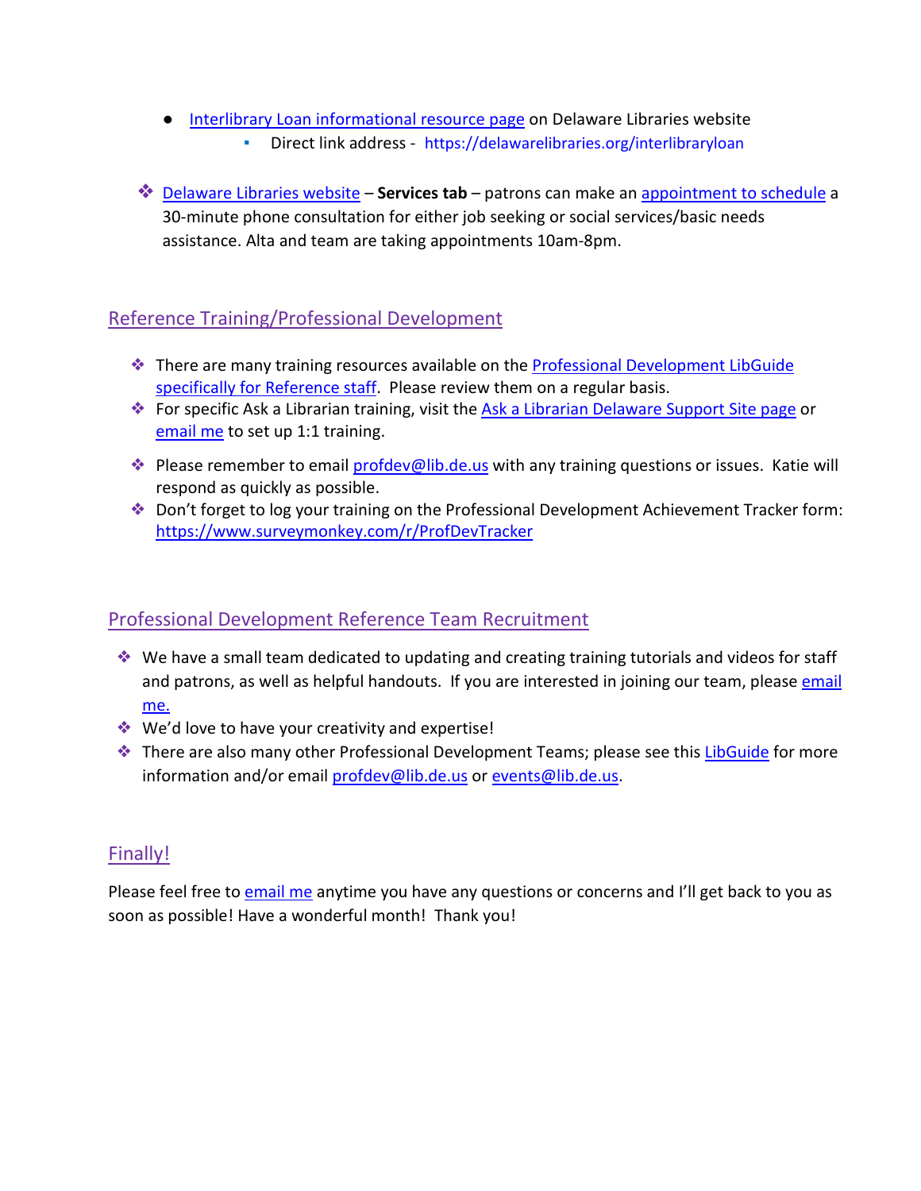- [Interlibrary Loan informational resource page]() on Delaware Libraries website
    - Direct link address - https://delawarelibraries.org/interlibraryloan

- [Delaware Libraries website]() – **Services tab** – patrons can make an [appointment to schedule]() a 30-minute phone consultation for either job seeking or social services/basic needs assistance. Alta and team are taking appointments 10am-8pm.

## Reference Training/Professional Development

- There are many training resources available on the [Professional Development LibGuide specifically for Reference staff](). Please review them on a regular basis.
- For specific Ask a Librarian training, visit the [Ask a Librarian Delaware Support Site page]() or [email me]() to set up 1:1 training.
- Please remember to email [profdev@lib.de.us](mailto:profdev@lib.de.us) with any training questions or issues. Katie will respond as quickly as possible.
- Don't forget to log your training on the Professional Development Achievement Tracker form: [https://www.surveymonkey.com/r/ProfDevTracker](https://www.surveymonkey.com/r/ProfDevTracker)

## Professional Development Reference Team Recruitment

- We have a small team dedicated to updating and creating training tutorials and videos for staff and patrons, as well as helpful handouts. If you are interested in joining our team, please [email me.]()
- We'd love to have your creativity and expertise!
- There are also many other Professional Development Teams; please see this [LibGuide]() for more information and/or email [profdev@lib.de.us](mailto:profdev@lib.de.us) or [events@lib.de.us](mailto:events@lib.de.us).

## Finally!

Please feel free to [email me]() anytime you have any questions or concerns and I'll get back to you as soon as possible! Have a wonderful month! Thank you!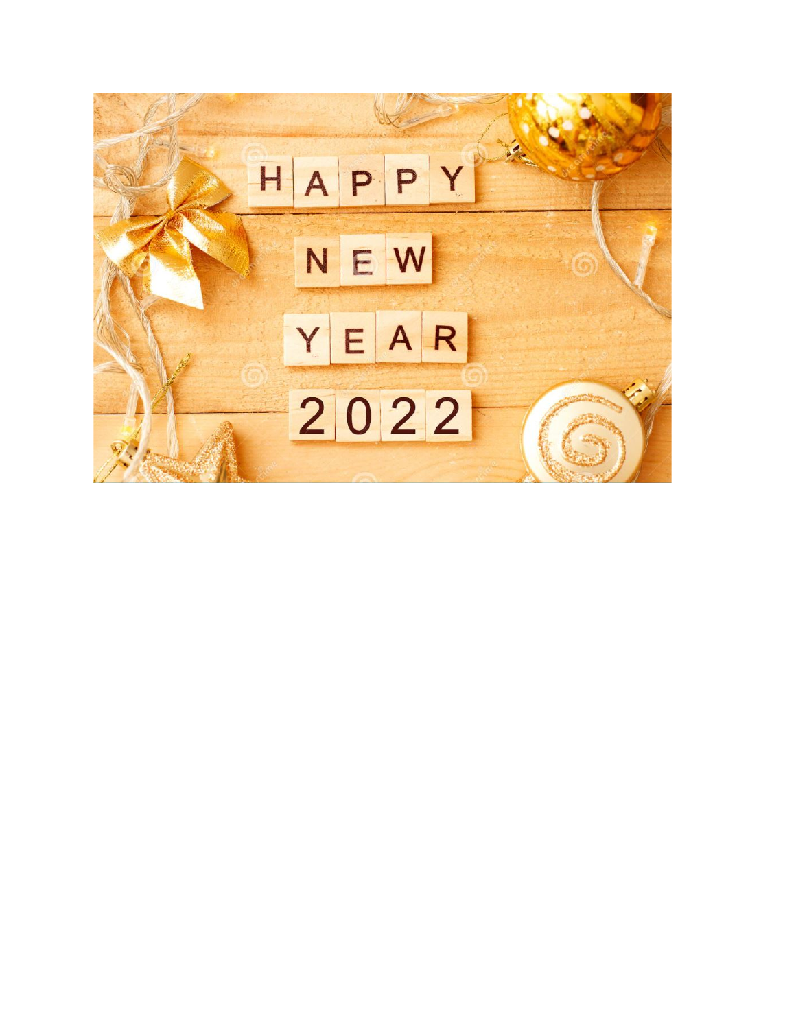HAPPY

NEW

YEAR

2022